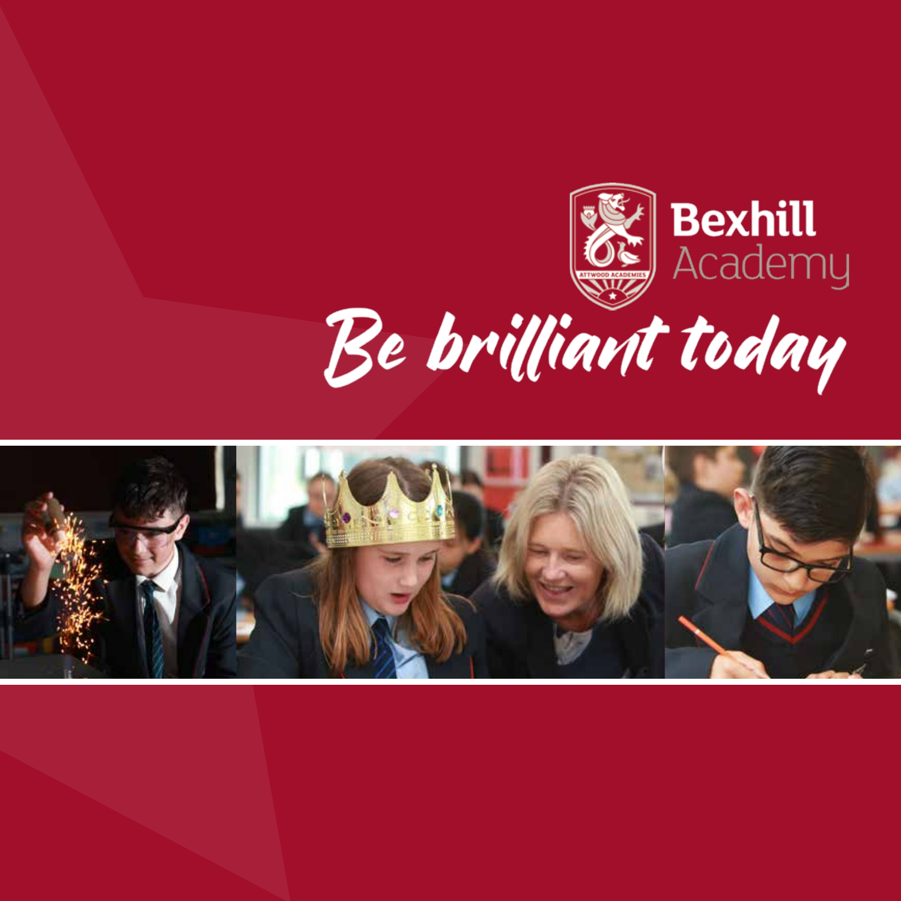# Bexhill Academy

## Be brilliant today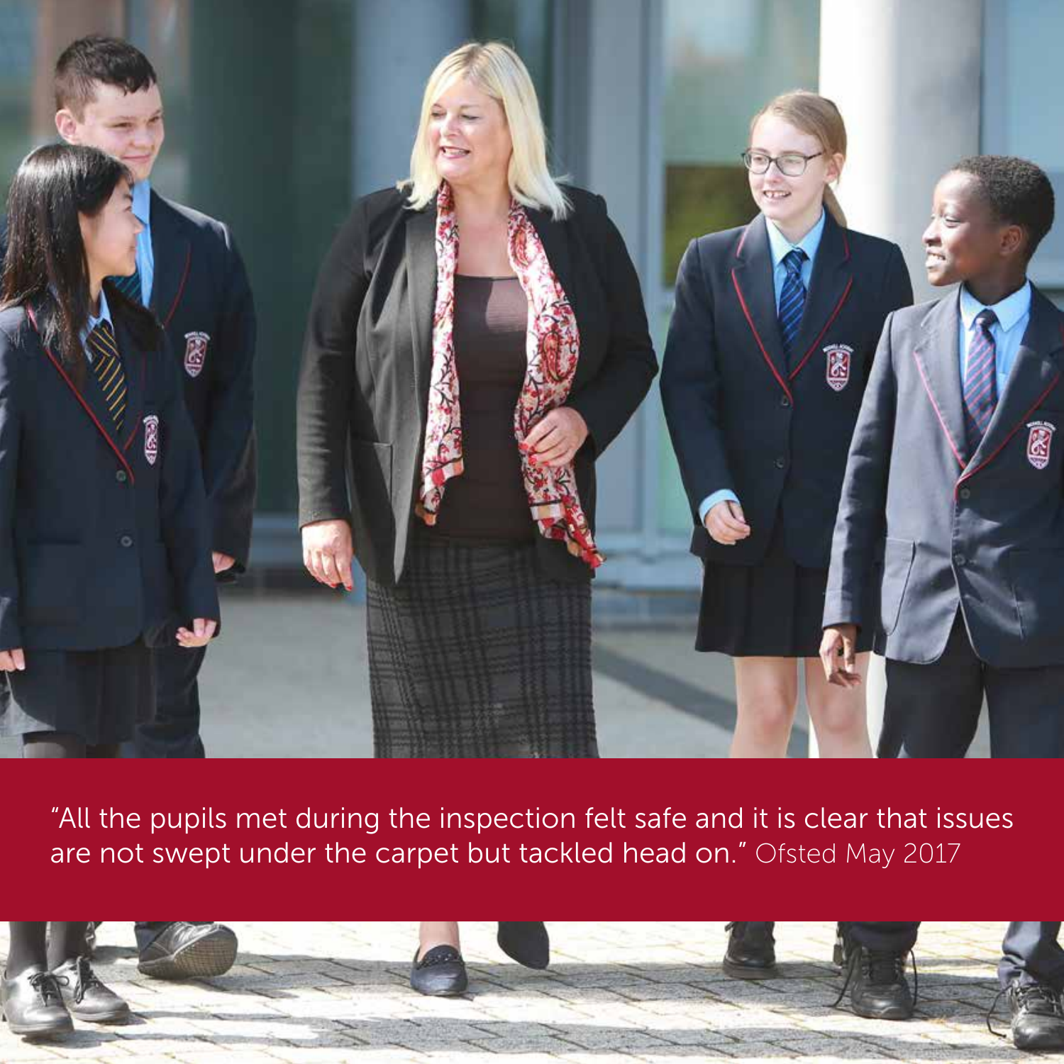"All the pupils met during the inspection felt safe and it is clear that issues are not swept under the carpet but tackled head on." Ofsted May 2017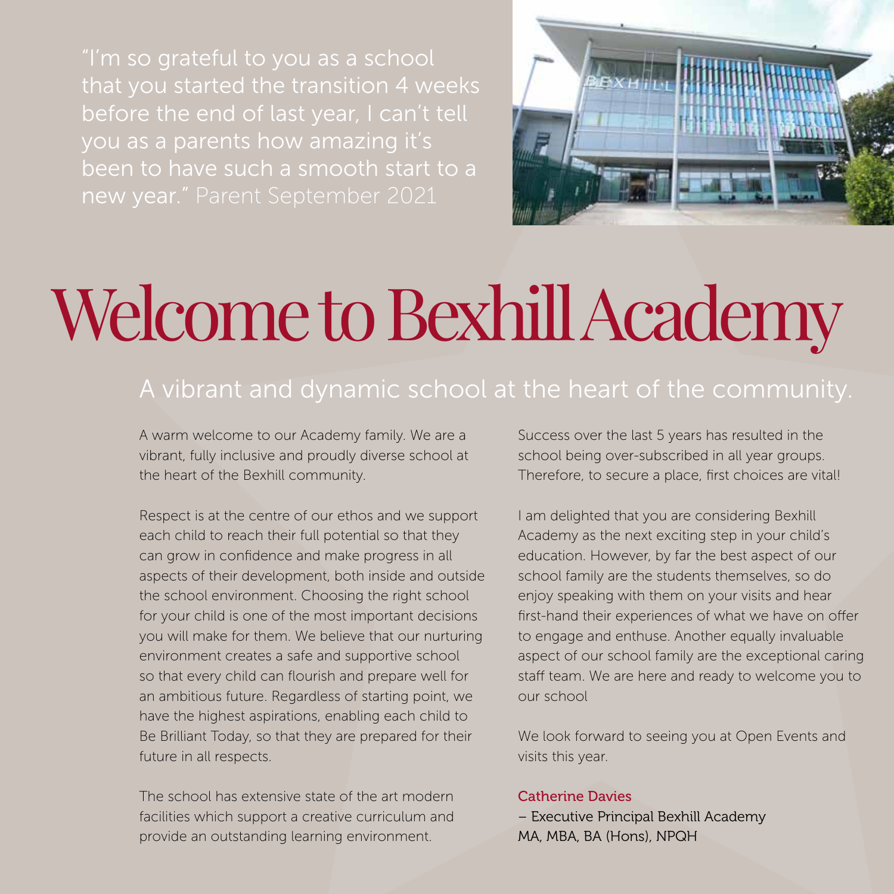"I'm so grateful to you as a school that you started the transition 4 weeks before the end of last year, I can't tell you as a parents how amazing it's been to have such a smooth start to a new year." Parent September 2021

# Welcome to Bexhill Academy

## A vibrant and dynamic school at the heart of the community.

A warm welcome to our Academy family. We are a vibrant, fully inclusive and proudly diverse school at the heart of the Bexhill community.

Respect is at the centre of our ethos and we support each child to reach their full potential so that they can grow in confidence and make progress in all aspects of their development, both inside and outside the school environment. Choosing the right school for your child is one of the most important decisions you will make for them. We believe that our nurturing environment creates a safe and supportive school so that every child can flourish and prepare well for an ambitious future. Regardless of starting point, we have the highest aspirations, enabling each child to Be Brilliant Today, so that they are prepared for their future in all respects.

The school has extensive state of the art modern facilities which support a creative curriculum and provide an outstanding learning environment.

Success over the last 5 years has resulted in the school being over-subscribed in all year groups. Therefore, to secure a place, first choices are vital!

I am delighted that you are considering Bexhill Academy as the next exciting step in your child's education. However, by far the best aspect of our school family are the students themselves, so do enjoy speaking with them on your visits and hear first-hand their experiences of what we have on offer to engage and enthuse. Another equally invaluable aspect of our school family are the exceptional caring staff team. We are here and ready to welcome you to our school

We look forward to seeing you at Open Events and visits this year.

**Catherine Davies**
– Executive Principal Bexhill Academy
MA, MBA, BA (Hons), NPQH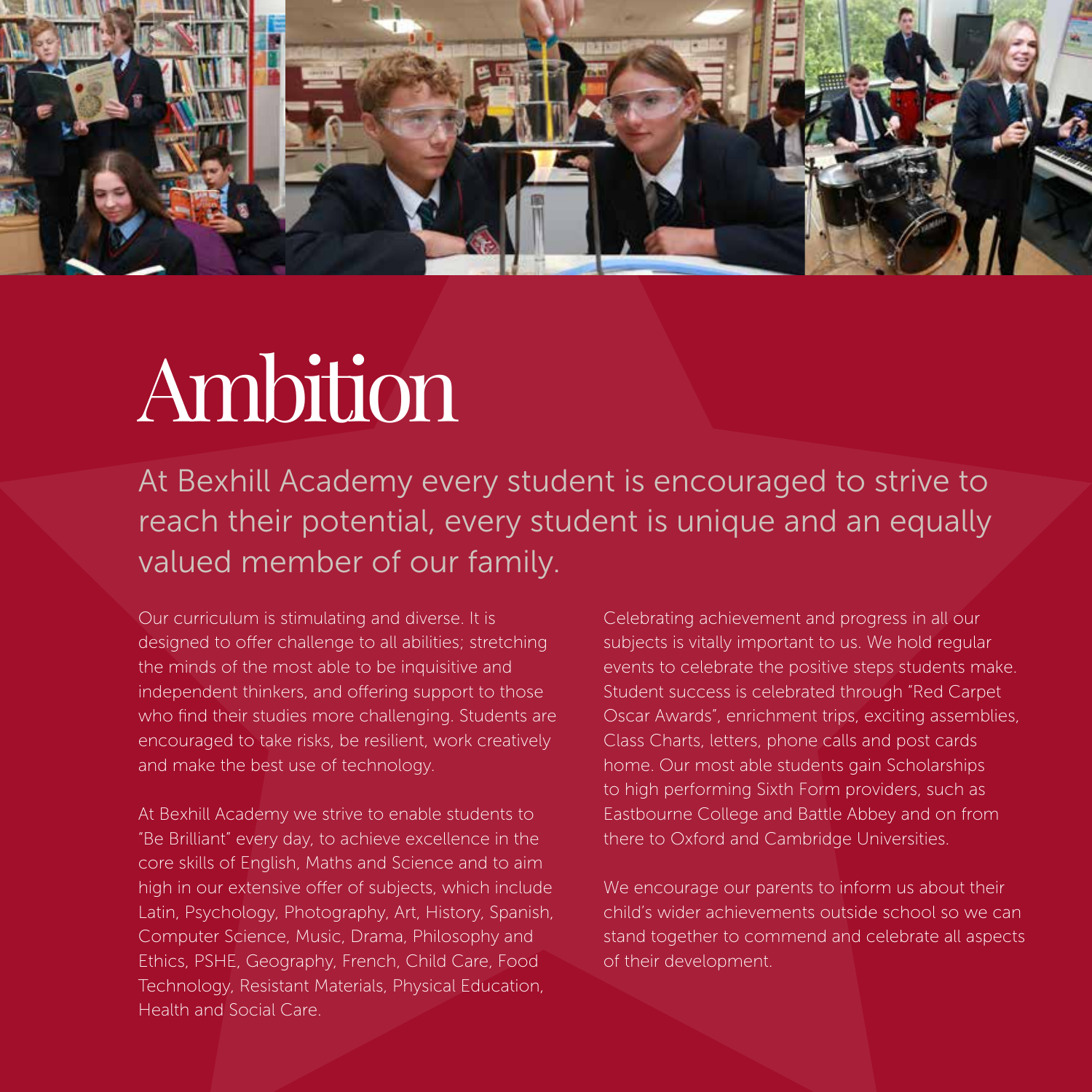# Ambition

At Bexhill Academy every student is encouraged to strive to reach their potential, every student is unique and an equally valued member of our family.

Our curriculum is stimulating and diverse. It is designed to offer challenge to all abilities; stretching the minds of the most able to be inquisitive and independent thinkers, and offering support to those who find their studies more challenging. Students are encouraged to take risks, be resilient, work creatively and make the best use of technology.

At Bexhill Academy we strive to enable students to "Be Brilliant" every day, to achieve excellence in the core skills of English, Maths and Science and to aim high in our extensive offer of subjects, which include Latin, Psychology, Photography, Art, History, Spanish, Computer Science, Music, Drama, Philosophy and Ethics, PSHE, Geography, French, Child Care, Food Technology, Resistant Materials, Physical Education, Health and Social Care.

Celebrating achievement and progress in all our subjects is vitally important to us. We hold regular events to celebrate the positive steps students make. Student success is celebrated through "Red Carpet Oscar Awards", enrichment trips, exciting assemblies, Class Charts, letters, phone calls and post cards home. Our most able students gain Scholarships to high performing Sixth Form providers, such as Eastbourne College and Battle Abbey and on from there to Oxford and Cambridge Universities.

We encourage our parents to inform us about their child's wider achievements outside school so we can stand together to commend and celebrate all aspects of their development.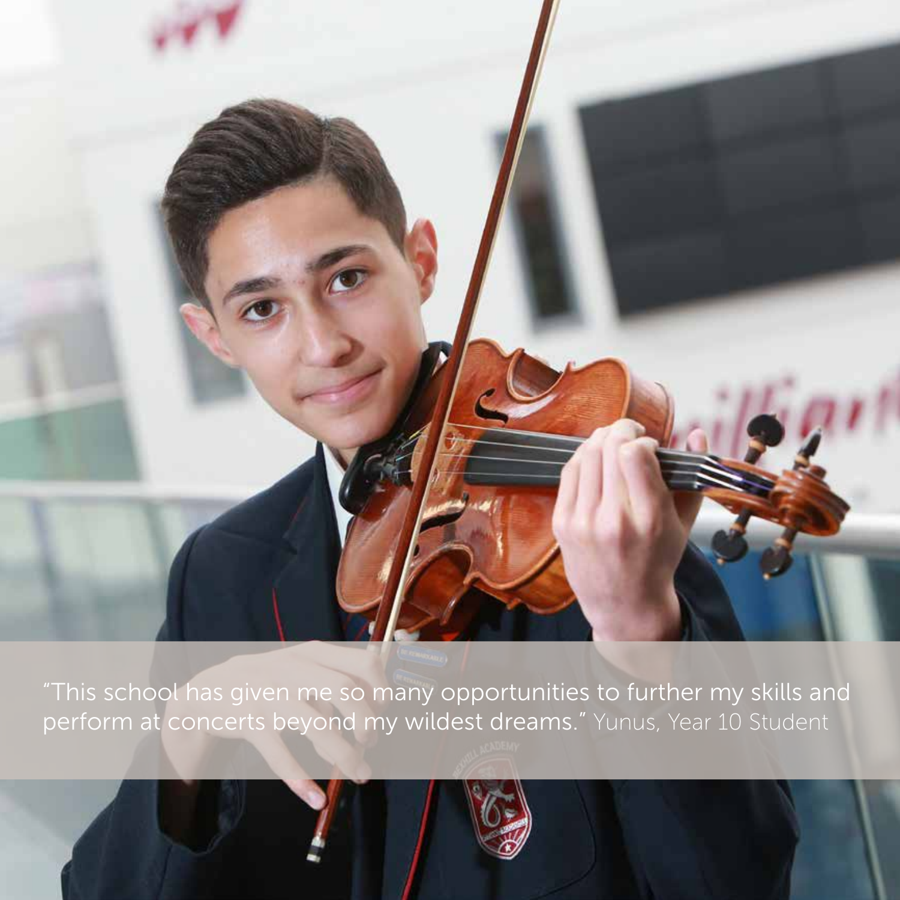"This school has given me so many opportunities to further my skills and perform at concerts beyond my wildest dreams." Yunus, Year 10 Student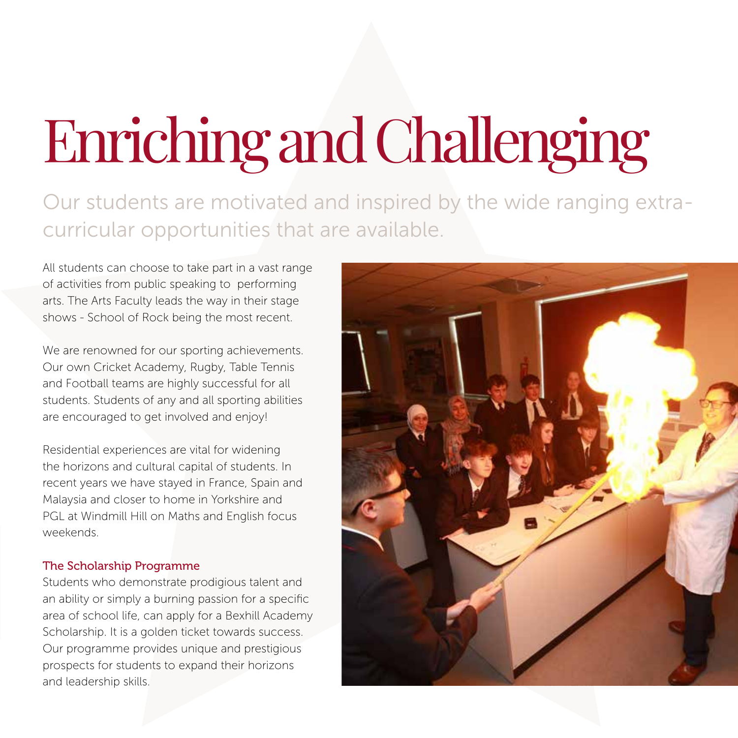# Enriching and Challenging

Our students are motivated and inspired by the wide ranging extra-curricular opportunities that are available.

All students can choose to take part in a vast range of activities from public speaking to performing arts. The Arts Faculty leads the way in their stage shows - School of Rock being the most recent.

We are renowned for our sporting achievements. Our own Cricket Academy, Rugby, Table Tennis and Football teams are highly successful for all students. Students of any and all sporting abilities are encouraged to get involved and enjoy!

Residential experiences are vital for widening the horizons and cultural capital of students. In recent years we have stayed in France, Spain and Malaysia and closer to home in Yorkshire and PGL at Windmill Hill on Maths and English focus weekends.

### The Scholarship Programme

Students who demonstrate prodigious talent and an ability or simply a burning passion for a specific area of school life, can apply for a Bexhill Academy Scholarship. It is a golden ticket towards success. Our programme provides unique and prestigious prospects for students to expand their horizons and leadership skills.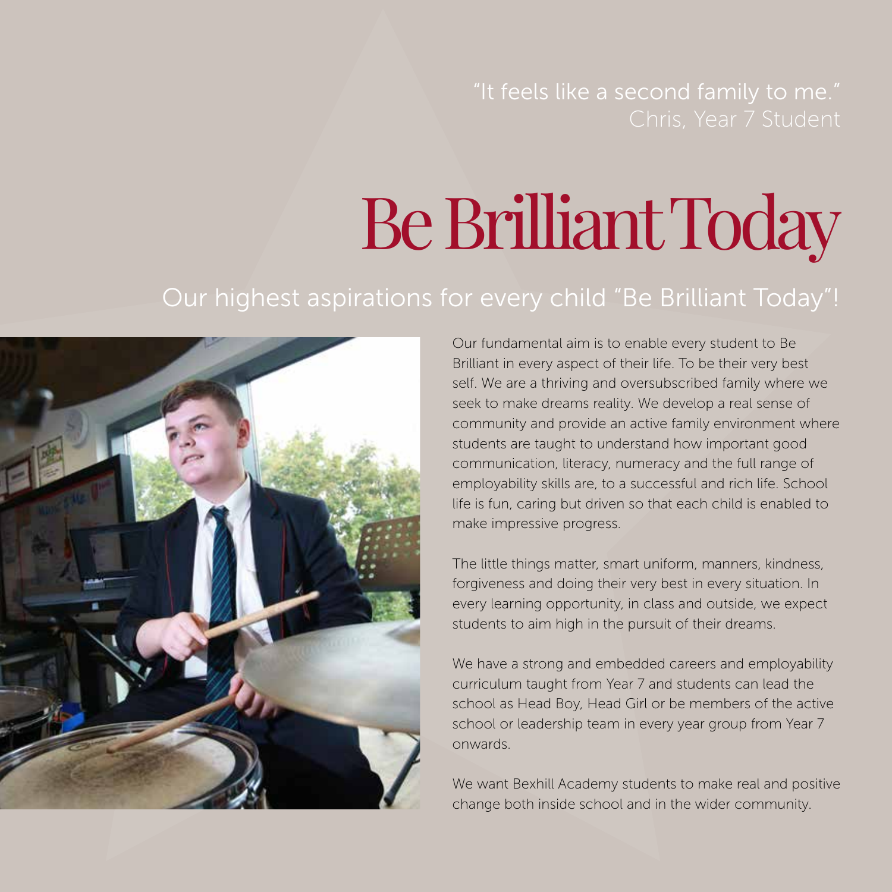"It feels like a second family to me."
Chris, Year 7 Student

# Be Brilliant Today

## Our highest aspirations for every child "Be Brilliant Today"!

Our fundamental aim is to enable every student to Be Brilliant in every aspect of their life. To be their very best self. We are a thriving and oversubscribed family where we seek to make dreams reality. We develop a real sense of community and provide an active family environment where students are taught to understand how important good communication, literacy, numeracy and the full range of employability skills are, to a successful and rich life. School life is fun, caring but driven so that each child is enabled to make impressive progress.

The little things matter, smart uniform, manners, kindness, forgiveness and doing their very best in every situation. In every learning opportunity, in class and outside, we expect students to aim high in the pursuit of their dreams.

We have a strong and embedded careers and employability curriculum taught from Year 7 and students can lead the school as Head Boy, Head Girl or be members of the active school or leadership team in every year group from Year 7 onwards.

We want Bexhill Academy students to make real and positive change both inside school and in the wider community.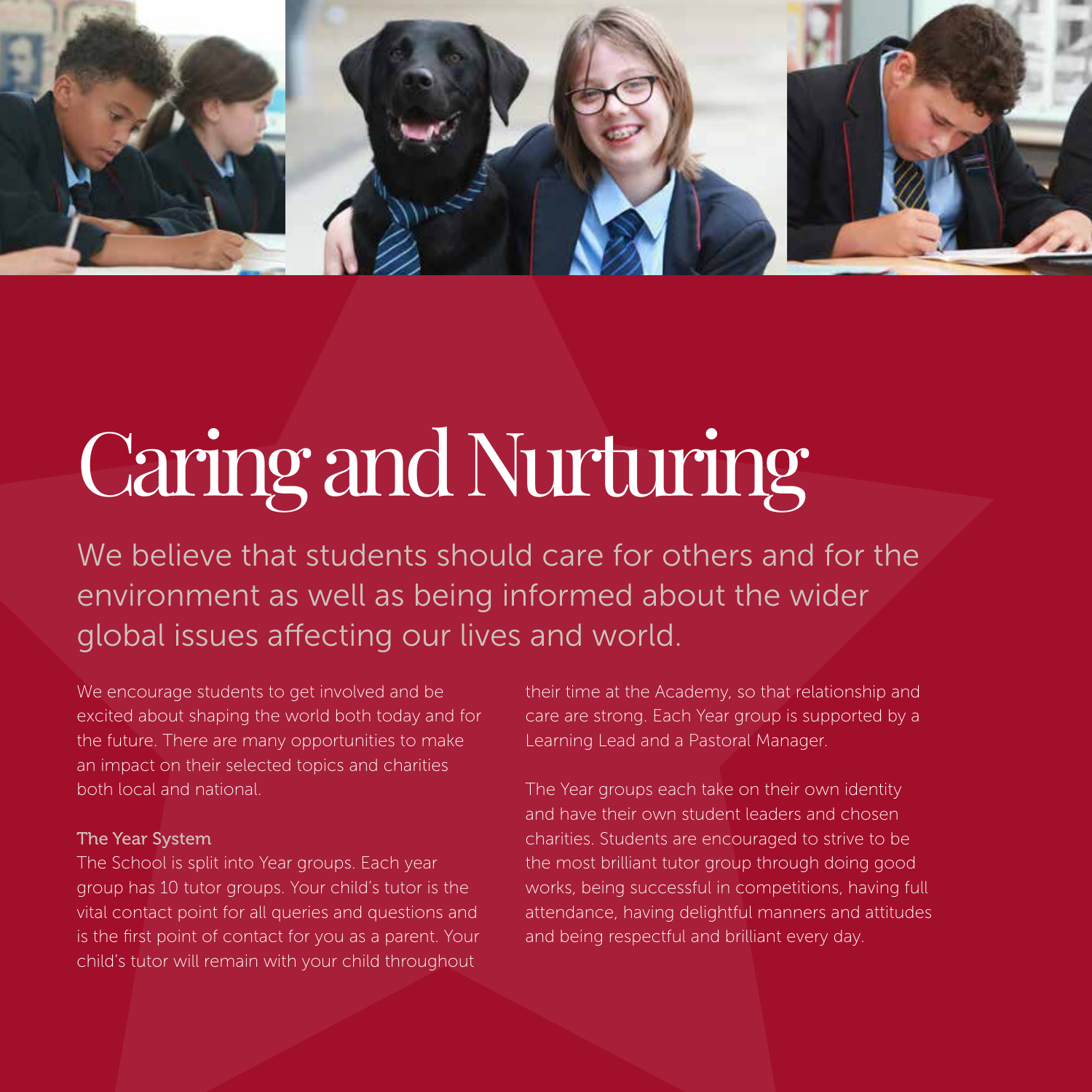# Caring and Nurturing

We believe that students should care for others and for the environment as well as being informed about the wider global issues affecting our lives and world.

We encourage students to get involved and be excited about shaping the world both today and for the future. There are many opportunities to make an impact on their selected topics and charities both local and national.

### The Year System

The School is split into Year groups. Each year group has 10 tutor groups. Your child's tutor is the vital contact point for all queries and questions and is the first point of contact for you as a parent. Your child's tutor will remain with your child throughout their time at the Academy, so that relationship and care are strong. Each Year group is supported by a Learning Lead and a Pastoral Manager.

The Year groups each take on their own identity and have their own student leaders and chosen charities. Students are encouraged to strive to be the most brilliant tutor group through doing good works, being successful in competitions, having full attendance, having delightful manners and attitudes and being respectful and brilliant every day.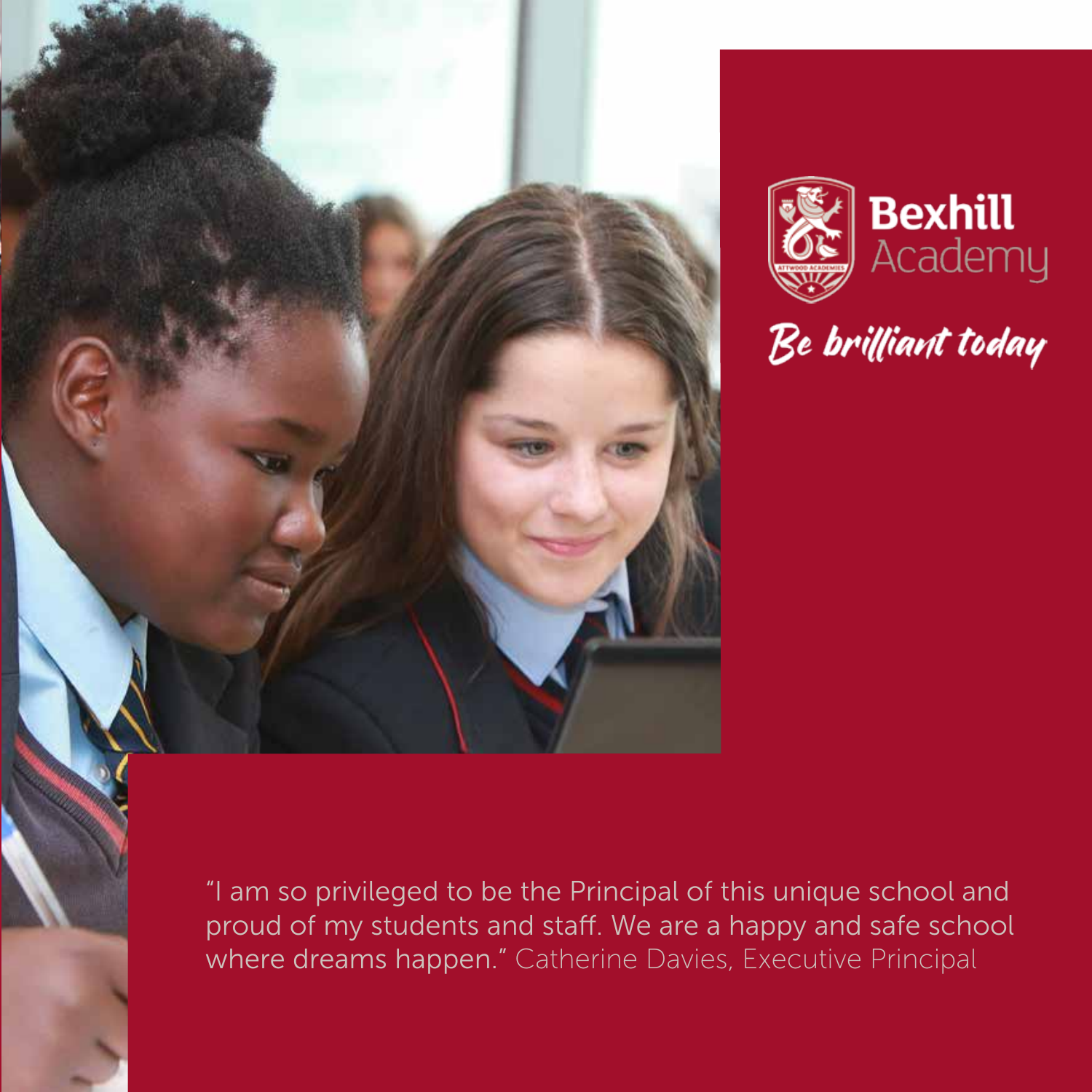Bexhill Academy

*Be brilliant today*

"I am so privileged to be the Principal of this unique school and proud of my students and staff. We are a happy and safe school where dreams happen." Catherine Davies, Executive Principal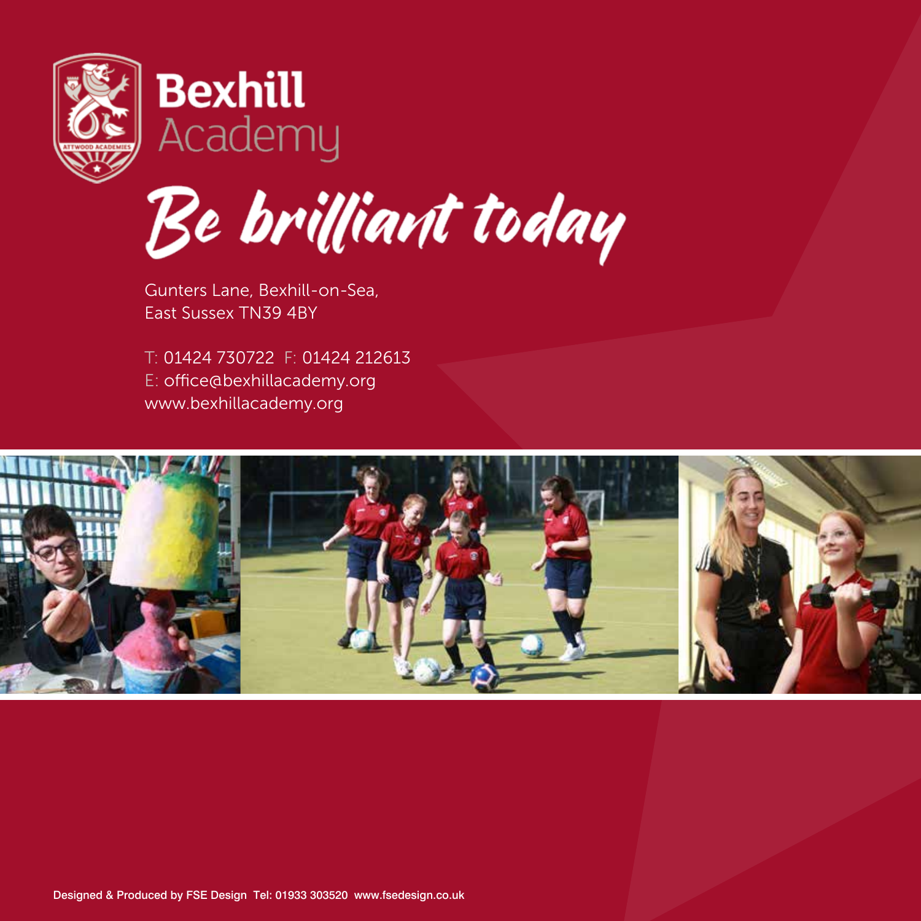# Bexhill Academy

## Be brilliant today

Gunters Lane, Bexhill-on-Sea,
East Sussex TN39 4BY

T: 01424 730722 F: 01424 212613
E: office@bexhillacademy.org
www.bexhillacademy.org

Designed & Produced by FSE Design Tel: 01933 303520 www.fsedesign.co.uk